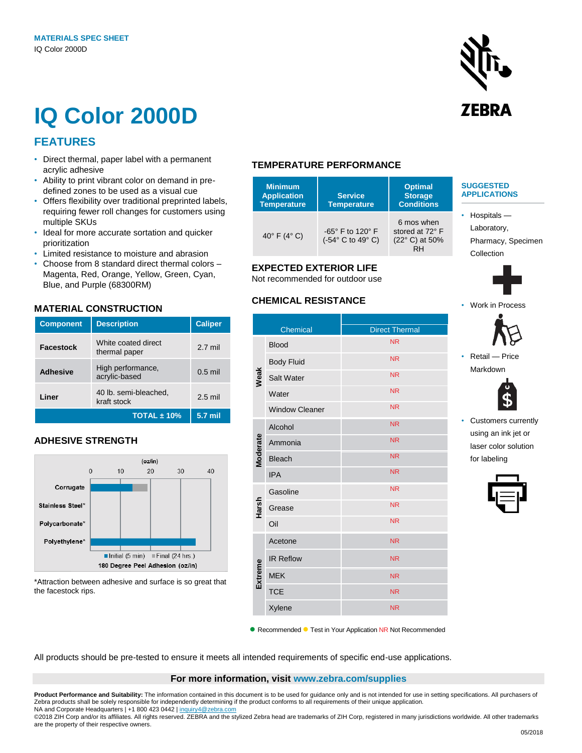MATERIALS SPEC SHEET
IQ Color 2000D

# IQ Color 2000D

## FEATURES

- Direct thermal, paper label with a permanent acrylic adhesive
- Ability to print vibrant color on demand in pre-defined zones to be used as a visual cue
- Offers flexibility over traditional preprinted labels, requiring fewer roll changes for customers using multiple SKUs
- Ideal for more accurate sortation and quicker prioritization
- Limited resistance to moisture and abrasion
- Choose from 8 standard direct thermal colors – Magenta, Red, Orange, Yellow, Green, Cyan, Blue, and Purple (68300RM)

## MATERIAL CONSTRUCTION

| Component | Description | Caliper |
|---|---|---|
| **Facestock** | White coated direct thermal paper | 2.7 mil |
| **Adhesive** | High performance, acrylic-based | 0.5 mil |
| **Liner** | 40 lb. semi-bleached, kraft stock | 2.5 mil |
| | **TOTAL ± 10%** | **5.7 mil** |

## ADHESIVE STRENGTH

180 Degree Peel Adhesion (oz/in)

| Surface | Initial (5 min) | Final (24 hrs.) |
|---|---|---|
| Corrugate | ~14 | ~19 |
| Stainless Steel* | | |
| Polycarbonate* | | |
| Polyethylene* | ~35 | |

*Attraction between adhesive and surface is so great that the facestock rips.

## TEMPERATURE PERFORMANCE

| Minimum Application Temperature | Service Temperature | Optimal Storage Conditions |
|---|---|---|
| 40° F (4° C) | -65° F to 120° F (-54° C to 49° C) | 6 mos when stored at 72° F (22° C) at 50% RH |

## EXPECTED EXTERIOR LIFE

Not recommended for outdoor use

## CHEMICAL RESISTANCE

| | Chemical | Direct Thermal |
|---|---|---|
| Weak | Blood | NR |
| | Body Fluid | NR |
| | Salt Water | NR |
| | Water | NR |
| | Window Cleaner | NR |
| Moderate | Alcohol | NR |
| | Ammonia | NR |
| | Bleach | NR |
| | IPA | NR |
| Harsh | Gasoline | NR |
| | Grease | NR |
| | Oil | NR |
| Extreme | Acetone | NR |
| | IR Reflow | NR |
| | MEK | NR |
| | TCE | NR |
| | Xylene | NR |

● Recommended ● Test in Your Application NR Not Recommended

## SUGGESTED APPLICATIONS

- Hospitals — Laboratory, Pharmacy, Specimen Collection
- Work in Process
- Retail — Price Markdown
- Customers currently using an ink jet or laser color solution for labeling

All products should be pre-tested to ensure it meets all intended requirements of specific end-use applications.

**For more information, visit www.zebra.com/supplies**

**Product Performance and Suitability:** The information contained in this document is to be used for guidance only and is not intended for use in setting specifications. All purchasers of Zebra products shall be solely responsible for independently determining if the product conforms to all requirements of their unique application.
NA and Corporate Headquarters | +1 800 423 0442 | inquiry4@zebra.com
©2018 ZIH Corp and/or its affiliates. All rights reserved. ZEBRA and the stylized Zebra head are trademarks of ZIH Corp, registered in many jurisdictions worldwide. All other trademarks are the property of their respective owners.

05/2018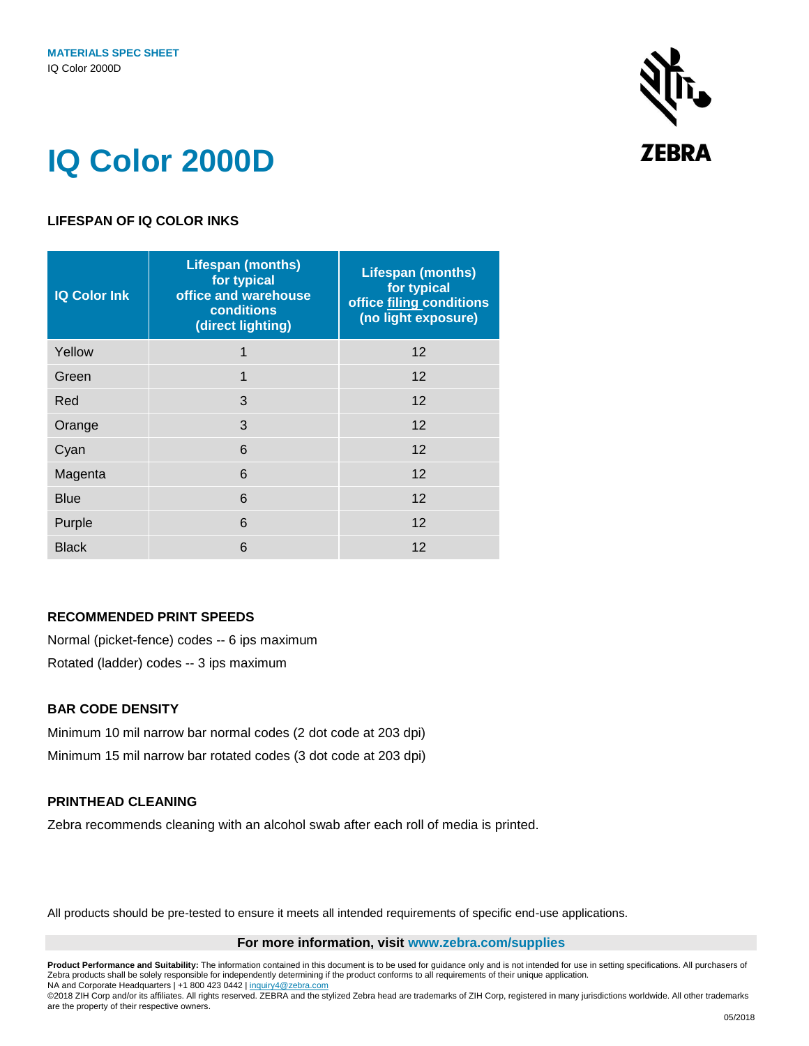MATERIALS SPEC SHEET
IQ Color 2000D

# IQ Color 2000D

### LIFESPAN OF IQ COLOR INKS

| IQ Color Ink | Lifespan (months) for typical office and warehouse conditions (direct lighting) | Lifespan (months) for typical office filing conditions (no light exposure) |
|---|---|---|
| Yellow | 1 | 12 |
| Green | 1 | 12 |
| Red | 3 | 12 |
| Orange | 3 | 12 |
| Cyan | 6 | 12 |
| Magenta | 6 | 12 |
| Blue | 6 | 12 |
| Purple | 6 | 12 |
| Black | 6 | 12 |

### RECOMMENDED PRINT SPEEDS

Normal (picket-fence) codes -- 6 ips maximum

Rotated (ladder) codes -- 3 ips maximum

### BAR CODE DENSITY

Minimum 10 mil narrow bar normal codes (2 dot code at 203 dpi)

Minimum 15 mil narrow bar rotated codes (3 dot code at 203 dpi)

### PRINTHEAD CLEANING

Zebra recommends cleaning with an alcohol swab after each roll of media is printed.

All products should be pre-tested to ensure it meets all intended requirements of specific end-use applications.

**For more information, visit www.zebra.com/supplies**

**Product Performance and Suitability:** The information contained in this document is to be used for guidance only and is not intended for use in setting specifications. All purchasers of Zebra products shall be solely responsible for independently determining if the product conforms to all requirements of their unique application.
NA and Corporate Headquarters | +1 800 423 0442 | inquiry4@zebra.com
©2018 ZIH Corp and/or its affiliates. All rights reserved. ZEBRA and the stylized Zebra head are trademarks of ZIH Corp, registered in many jurisdictions worldwide. All other trademarks are the property of their respective owners.

05/2018